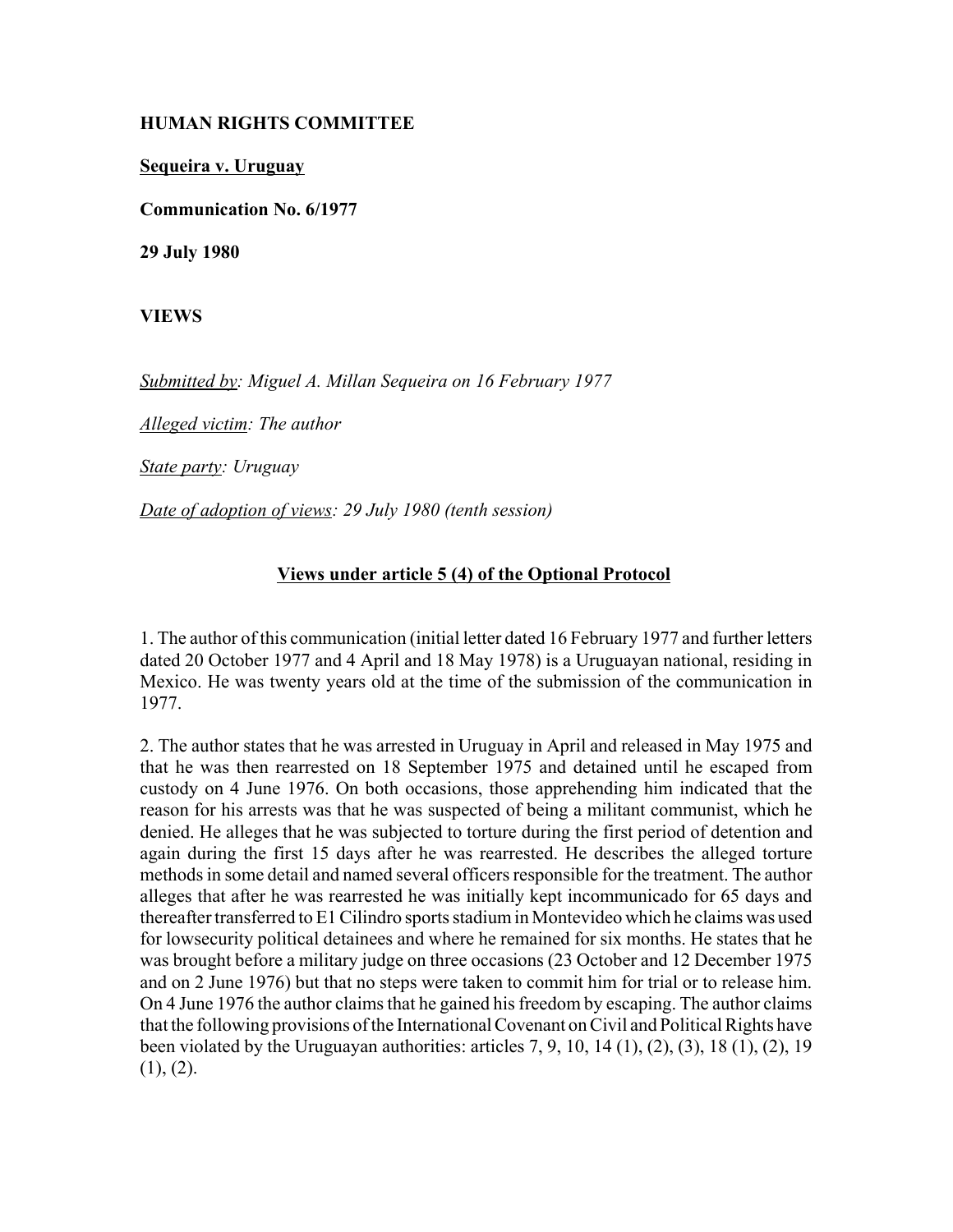**HUMAN RIGHTS COMMITTEE**

**Sequeira v. Uruguay**

**Communication No. 6/1977**

**29 July 1980**

**VIEWS**

*Submitted by: Miguel A. Millan Sequeira on 16 February 1977*

*Alleged victim: The author*

*State party: Uruguay*

*Date of adoption of views: 29 July 1980 (tenth session)*

**Views under article 5 (4) of the Optional Protocol**

1. The author of this communication (initial letter dated 16 February 1977 and further letters dated 20 October 1977 and 4 April and 18 May 1978) is a Uruguayan national, residing in Mexico. He was twenty years old at the time of the submission of the communication in 1977.

2. The author states that he was arrested in Uruguay in April and released in May 1975 and that he was then rearrested on 18 September 1975 and detained until he escaped from custody on 4 June 1976. On both occasions, those apprehending him indicated that the reason for his arrests was that he was suspected of being a militant communist, which he denied. He alleges that he was subjected to torture during the first period of detention and again during the first 15 days after he was rearrested. He describes the alleged torture methods in some detail and named several officers responsible for the treatment. The author alleges that after he was rearrested he was initially kept incommunicado for 65 days and thereafter transferred to E1 Cilindro sports stadium in Montevideo which he claims was used for lowsecurity political detainees and where he remained for six months. He states that he was brought before a military judge on three occasions (23 October and 12 December 1975 and on 2 June 1976) but that no steps were taken to commit him for trial or to release him. On 4 June 1976 the author claims that he gained his freedom by escaping. The author claims that the following provisions of the International Covenant on Civil and Political Rights have been violated by the Uruguayan authorities: articles 7, 9, 10, 14 (1), (2), (3), 18 (1), (2), 19 (1), (2).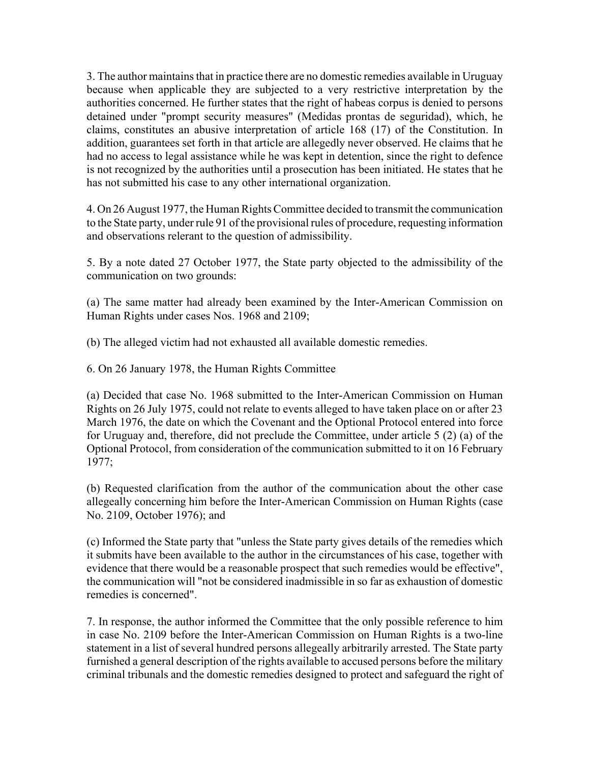3. The author maintains that in practice there are no domestic remedies available in Uruguay because when applicable they are subjected to a very restrictive interpretation by the authorities concerned. He further states that the right of habeas corpus is denied to persons detained under "prompt security measures" (Medidas prontas de seguridad), which, he claims, constitutes an abusive interpretation of article 168 (17) of the Constitution. In addition, guarantees set forth in that article are allegedly never observed. He claims that he had no access to legal assistance while he was kept in detention, since the right to defence is not recognized by the authorities until a prosecution has been initiated. He states that he has not submitted his case to any other international organization.

4. On 26 August 1977, the Human Rights Committee decided to transmit the communication to the State party, under rule 91 of the provisional rules of procedure, requesting information and observations relerant to the question of admissibility.

5. By a note dated 27 October 1977, the State party objected to the admissibility of the communication on two grounds:

(a) The same matter had already been examined by the Inter-American Commission on Human Rights under cases Nos. 1968 and 2109;

(b) The alleged victim had not exhausted all available domestic remedies.

6. On 26 January 1978, the Human Rights Committee

(a) Decided that case No. 1968 submitted to the Inter-American Commission on Human Rights on 26 July 1975, could not relate to events alleged to have taken place on or after 23 March 1976, the date on which the Covenant and the Optional Protocol entered into force for Uruguay and, therefore, did not preclude the Committee, under article 5 (2) (a) of the Optional Protocol, from consideration of the communication submitted to it on 16 February 1977;

(b) Requested clarification from the author of the communication about the other case allegeally concerning him before the Inter-American Commission on Human Rights (case No. 2109, October 1976); and

(c) Informed the State party that "unless the State party gives details of the remedies which it submits have been available to the author in the circumstances of his case, together with evidence that there would be a reasonable prospect that such remedies would be effective", the communication will "not be considered inadmissible in so far as exhaustion of domestic remedies is concerned".

7. In response, the author informed the Committee that the only possible reference to him in case No. 2109 before the Inter-American Commission on Human Rights is a two-line statement in a list of several hundred persons allegeally arbitrarily arrested. The State party furnished a general description of the rights available to accused persons before the military criminal tribunals and the domestic remedies designed to protect and safeguard the right of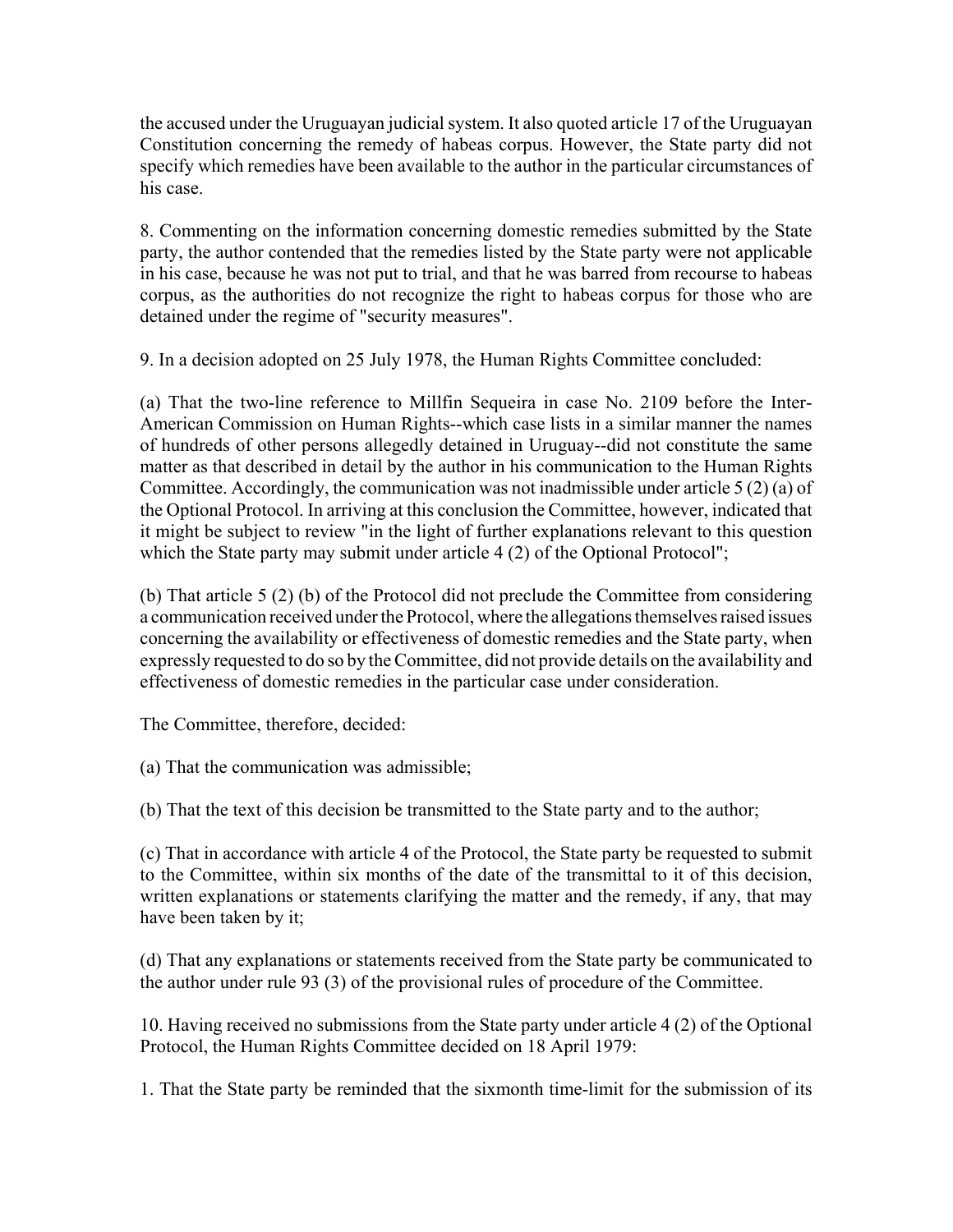the accused under the Uruguayan judicial system. It also quoted article 17 of the Uruguayan Constitution concerning the remedy of habeas corpus. However, the State party did not specify which remedies have been available to the author in the particular circumstances of his case.

8. Commenting on the information concerning domestic remedies submitted by the State party, the author contended that the remedies listed by the State party were not applicable in his case, because he was not put to trial, and that he was barred from recourse to habeas corpus, as the authorities do not recognize the right to habeas corpus for those who are detained under the regime of "security measures".

9. In a decision adopted on 25 July 1978, the Human Rights Committee concluded:

(a) That the two-line reference to Millfin Sequeira in case No. 2109 before the Inter-American Commission on Human Rights--which case lists in a similar manner the names of hundreds of other persons allegedly detained in Uruguay--did not constitute the same matter as that described in detail by the author in his communication to the Human Rights Committee. Accordingly, the communication was not inadmissible under article 5 (2) (a) of the Optional Protocol. In arriving at this conclusion the Committee, however, indicated that it might be subject to review "in the light of further explanations relevant to this question which the State party may submit under article 4 (2) of the Optional Protocol";

(b) That article 5 (2) (b) of the Protocol did not preclude the Committee from considering a communication received under the Protocol, where the allegations themselves raised issues concerning the availability or effectiveness of domestic remedies and the State party, when expressly requested to do so by the Committee, did not provide details on the availability and effectiveness of domestic remedies in the particular case under consideration.

The Committee, therefore, decided:

(a) That the communication was admissible;

(b) That the text of this decision be transmitted to the State party and to the author;

(c) That in accordance with article 4 of the Protocol, the State party be requested to submit to the Committee, within six months of the date of the transmittal to it of this decision, written explanations or statements clarifying the matter and the remedy, if any, that may have been taken by it;

(d) That any explanations or statements received from the State party be communicated to the author under rule 93 (3) of the provisional rules of procedure of the Committee.

10. Having received no submissions from the State party under article 4 (2) of the Optional Protocol, the Human Rights Committee decided on 18 April 1979:

1. That the State party be reminded that the sixmonth time-limit for the submission of its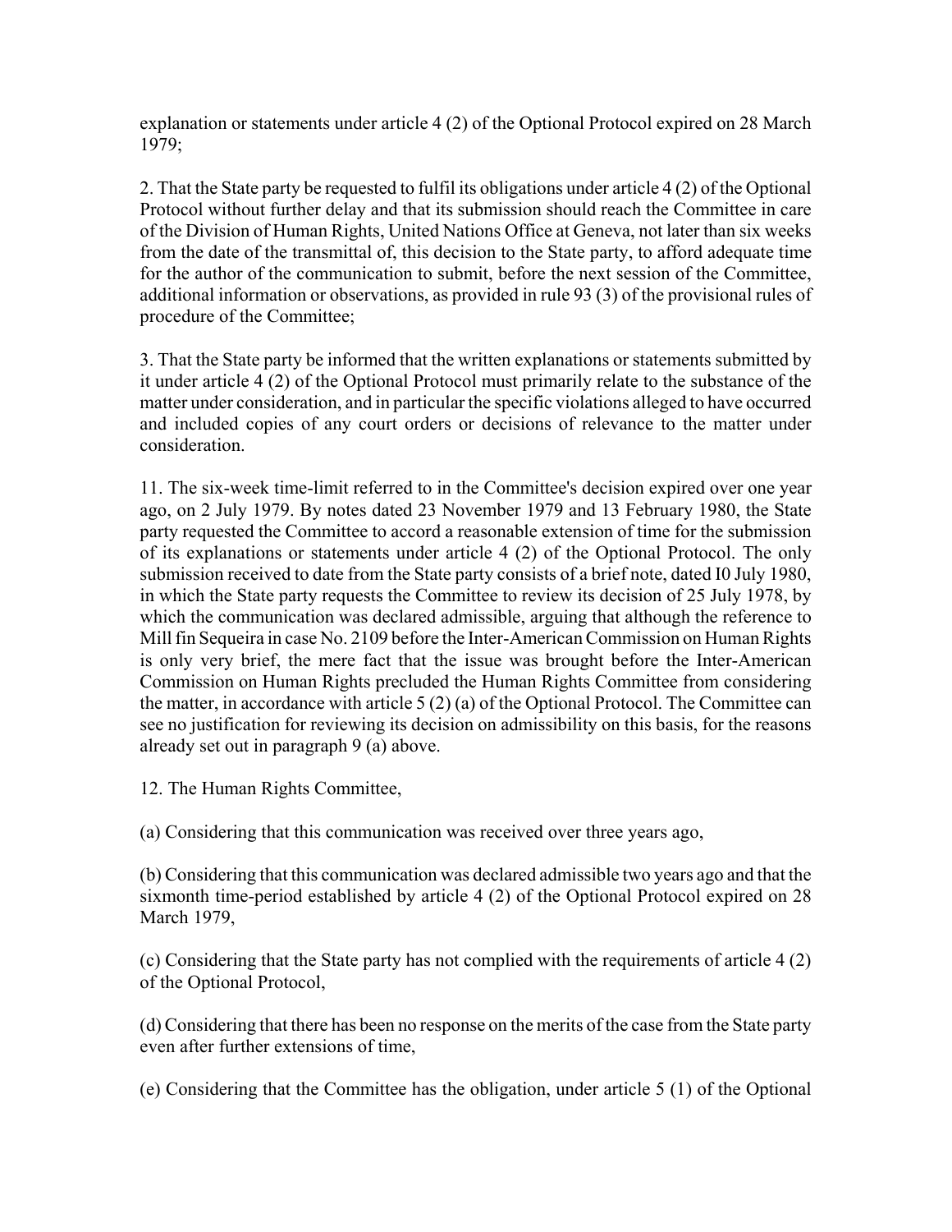explanation or statements under article 4 (2) of the Optional Protocol expired on 28 March 1979;

2. That the State party be requested to fulfil its obligations under article 4 (2) of the Optional Protocol without further delay and that its submission should reach the Committee in care of the Division of Human Rights, United Nations Office at Geneva, not later than six weeks from the date of the transmittal of, this decision to the State party, to afford adequate time for the author of the communication to submit, before the next session of the Committee, additional information or observations, as provided in rule 93 (3) of the provisional rules of procedure of the Committee;

3. That the State party be informed that the written explanations or statements submitted by it under article 4 (2) of the Optional Protocol must primarily relate to the substance of the matter under consideration, and in particular the specific violations alleged to have occurred and included copies of any court orders or decisions of relevance to the matter under consideration.

11. The six-week time-limit referred to in the Committee's decision expired over one year ago, on 2 July 1979. By notes dated 23 November 1979 and 13 February 1980, the State party requested the Committee to accord a reasonable extension of time for the submission of its explanations or statements under article 4 (2) of the Optional Protocol. The only submission received to date from the State party consists of a brief note, dated I0 July 1980, in which the State party requests the Committee to review its decision of 25 July 1978, by which the communication was declared admissible, arguing that although the reference to Mill fin Sequeira in case No. 2109 before the Inter-American Commission on Human Rights is only very brief, the mere fact that the issue was brought before the Inter-American Commission on Human Rights precluded the Human Rights Committee from considering the matter, in accordance with article 5 (2) (a) of the Optional Protocol. The Committee can see no justification for reviewing its decision on admissibility on this basis, for the reasons already set out in paragraph 9 (a) above.

12. The Human Rights Committee,

(a) Considering that this communication was received over three years ago,

(b) Considering that this communication was declared admissible two years ago and that the sixmonth time-period established by article 4 (2) of the Optional Protocol expired on 28 March 1979,

(c) Considering that the State party has not complied with the requirements of article 4 (2) of the Optional Protocol,

(d) Considering that there has been no response on the merits of the case from the State party even after further extensions of time,

(e) Considering that the Committee has the obligation, under article 5 (1) of the Optional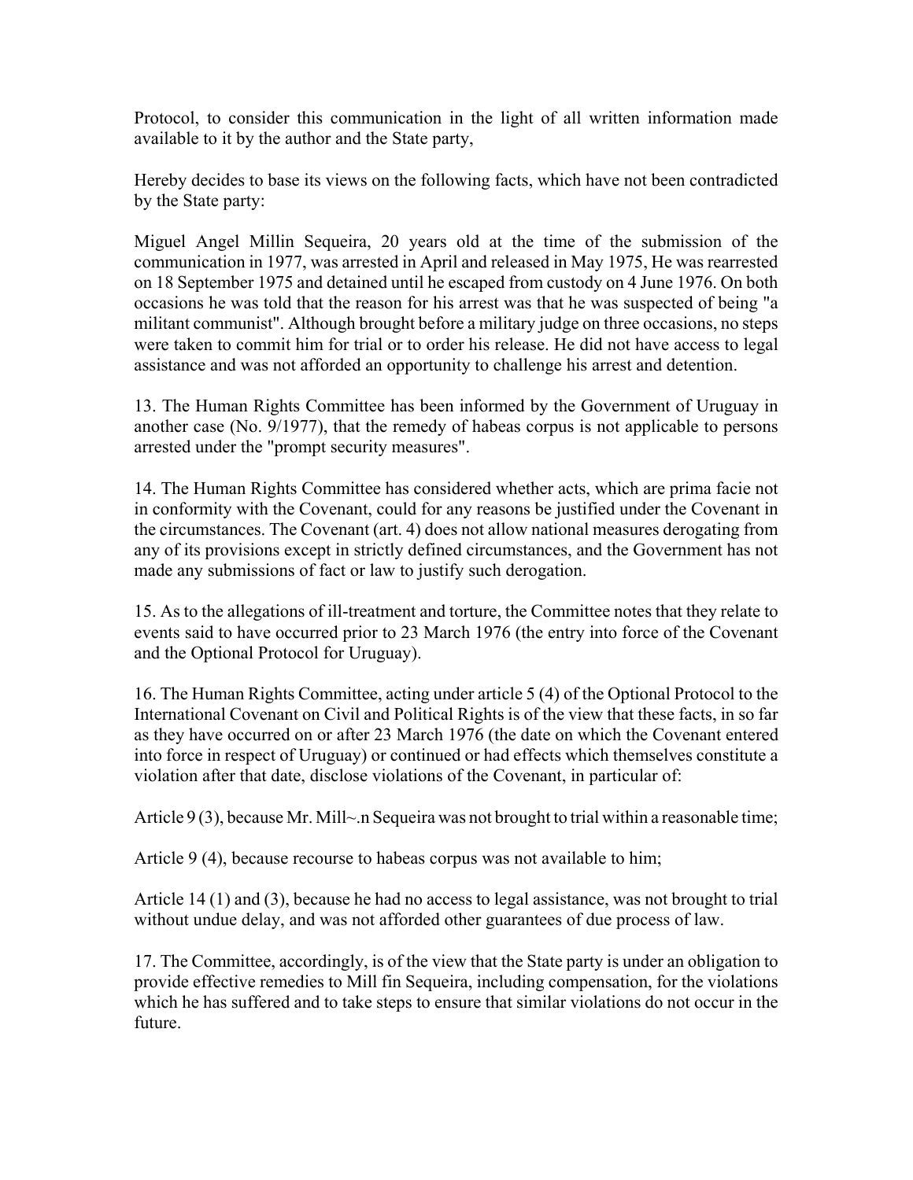Protocol, to consider this communication in the light of all written information made available to it by the author and the State party,

Hereby decides to base its views on the following facts, which have not been contradicted by the State party:

Miguel Angel Millin Sequeira, 20 years old at the time of the submission of the communication in 1977, was arrested in April and released in May 1975, He was rearrested on 18 September 1975 and detained until he escaped from custody on 4 June 1976. On both occasions he was told that the reason for his arrest was that he was suspected of being "a militant communist". Although brought before a military judge on three occasions, no steps were taken to commit him for trial or to order his release. He did not have access to legal assistance and was not afforded an opportunity to challenge his arrest and detention.

13. The Human Rights Committee has been informed by the Government of Uruguay in another case (No. 9/1977), that the remedy of habeas corpus is not applicable to persons arrested under the "prompt security measures".

14. The Human Rights Committee has considered whether acts, which are prima facie not in conformity with the Covenant, could for any reasons be justified under the Covenant in the circumstances. The Covenant (art. 4) does not allow national measures derogating from any of its provisions except in strictly defined circumstances, and the Government has not made any submissions of fact or law to justify such derogation.

15. As to the allegations of ill-treatment and torture, the Committee notes that they relate to events said to have occurred prior to 23 March 1976 (the entry into force of the Covenant and the Optional Protocol for Uruguay).

16. The Human Rights Committee, acting under article 5 (4) of the Optional Protocol to the International Covenant on Civil and Political Rights is of the view that these facts, in so far as they have occurred on or after 23 March 1976 (the date on which the Covenant entered into force in respect of Uruguay) or continued or had effects which themselves constitute a violation after that date, disclose violations of the Covenant, in particular of:

Article 9 (3), because Mr. Mill~.n Sequeira was not brought to trial within a reasonable time;

Article 9 (4), because recourse to habeas corpus was not available to him;

Article 14 (1) and (3), because he had no access to legal assistance, was not brought to trial without undue delay, and was not afforded other guarantees of due process of law.

17. The Committee, accordingly, is of the view that the State party is under an obligation to provide effective remedies to Mill fin Sequeira, including compensation, for the violations which he has suffered and to take steps to ensure that similar violations do not occur in the future.